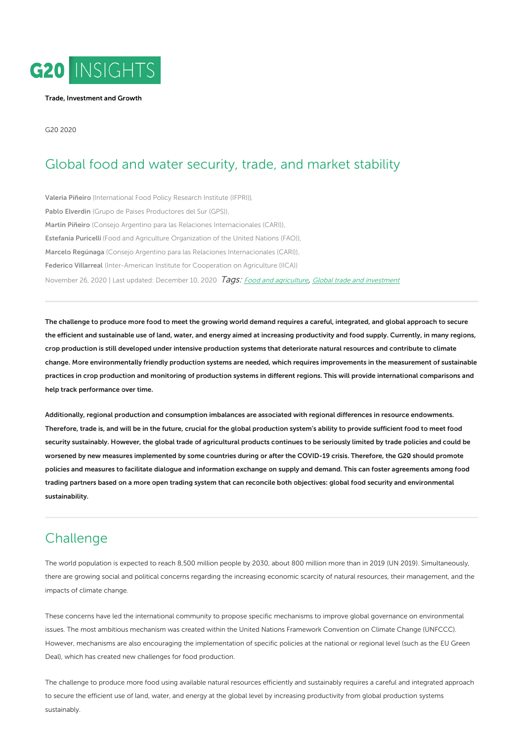# G20 INSIGHTS

**Trade, Investment and Growth**

G20 2020

## Global food and water security, trade, and market stability

**Valeria Piñeiro** (International Food Policy Research Institute (IFPRI)),

**Pablo Elverdin** (Grupo de Paises Productores del Sur (GPS)),

**Martin Piñeiro** (Consejo Argentino para las Relaciones Internacionales (CARI)),

**Estefania Puricelli** (Food and Agriculture Organization of the United Nations (FAO)),

**Marcelo Regúnaga** (Consejo Argentino para las Relaciones Internacionales (CARI)),

**Federico Villarreal** (Inter-American Institute for Cooperation on Agriculture (IICA))

November 26, 2020 | Last updated: December 10, 2020 *Tags:* Food and agriculture, Global trade and investment

---

**The challenge to produce more food to meet the growing world demand requires a careful, integrated, and global approach to secure the efficient and sustainable use of land, water, and energy aimed at increasing productivity and food supply. Currently, in many regions, crop production is still developed under intensive production systems that deteriorate natural resources and contribute to climate change. More environmentally friendly production systems are needed, which requires improvements in the measurement of sustainable practices in crop production and monitoring of production systems in different regions. This will provide international comparisons and help track performance over time.**

**Additionally, regional production and consumption imbalances are associated with regional differences in resource endowments. Therefore, trade is, and will be in the future, crucial for the global production system's ability to provide sufficient food to meet food security sustainably. However, the global trade of agricultural products continues to be seriously limited by trade policies and could be worsened by new measures implemented by some countries during or after the COVID-19 crisis. Therefore, the G20 should promote policies and measures to facilitate dialogue and information exchange on supply and demand. This can foster agreements among food trading partners based on a more open trading system that can reconcile both objectives: global food security and environmental sustainability.**

---

## Challenge

The world population is expected to reach 8,500 million people by 2030, about 800 million more than in 2019 (UN 2019). Simultaneously, there are growing social and political concerns regarding the increasing economic scarcity of natural resources, their management, and the impacts of climate change.

These concerns have led the international community to propose specific mechanisms to improve global governance on environmental issues. The most ambitious mechanism was created within the United Nations Framework Convention on Climate Change (UNFCCC). However, mechanisms are also encouraging the implementation of specific policies at the national or regional level (such as the EU Green Deal), which has created new challenges for food production.

The challenge to produce more food using available natural resources efficiently and sustainably requires a careful and integrated approach to secure the efficient use of land, water, and energy at the global level by increasing productivity from global production systems sustainably.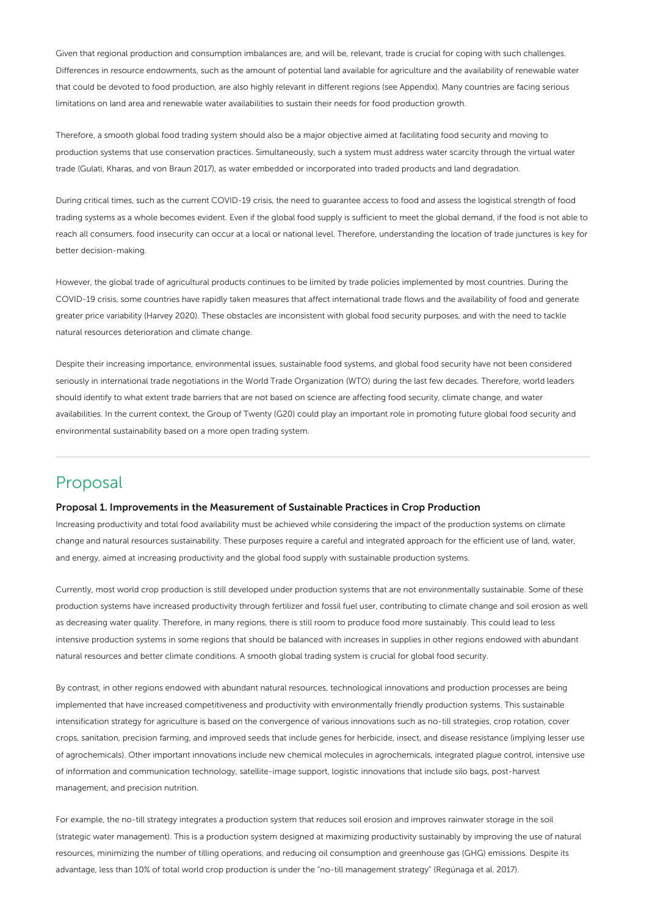Given that regional production and consumption imbalances are, and will be, relevant, trade is crucial for coping with such challenges. Differences in resource endowments, such as the amount of potential land available for agriculture and the availability of renewable water that could be devoted to food production, are also highly relevant in different regions (see Appendix). Many countries are facing serious limitations on land area and renewable water availabilities to sustain their needs for food production growth.

Therefore, a smooth global food trading system should also be a major objective aimed at facilitating food security and moving to production systems that use conservation practices. Simultaneously, such a system must address water scarcity through the virtual water trade (Gulati, Kharas, and von Braun 2017), as water embedded or incorporated into traded products and land degradation.

During critical times, such as the current COVID-19 crisis, the need to guarantee access to food and assess the logistical strength of food trading systems as a whole becomes evident. Even if the global food supply is sufficient to meet the global demand, if the food is not able to reach all consumers, food insecurity can occur at a local or national level. Therefore, understanding the location of trade junctures is key for better decision-making.

However, the global trade of agricultural products continues to be limited by trade policies implemented by most countries. During the COVID-19 crisis, some countries have rapidly taken measures that affect international trade flows and the availability of food and generate greater price variability (Harvey 2020). These obstacles are inconsistent with global food security purposes, and with the need to tackle natural resources deterioration and climate change.

Despite their increasing importance, environmental issues, sustainable food systems, and global food security have not been considered seriously in international trade negotiations in the World Trade Organization (WTO) during the last few decades. Therefore, world leaders should identify to what extent trade barriers that are not based on science are affecting food security, climate change, and water availabilities. In the current context, the Group of Twenty (G20) could play an important role in promoting future global food security and environmental sustainability based on a more open trading system.

## Proposal

### Proposal 1. Improvements in the Measurement of Sustainable Practices in Crop Production

Increasing productivity and total food availability must be achieved while considering the impact of the production systems on climate change and natural resources sustainability. These purposes require a careful and integrated approach for the efficient use of land, water, and energy, aimed at increasing productivity and the global food supply with sustainable production systems.

Currently, most world crop production is still developed under production systems that are not environmentally sustainable. Some of these production systems have increased productivity through fertilizer and fossil fuel user, contributing to climate change and soil erosion as well as decreasing water quality. Therefore, in many regions, there is still room to produce food more sustainably. This could lead to less intensive production systems in some regions that should be balanced with increases in supplies in other regions endowed with abundant natural resources and better climate conditions. A smooth global trading system is crucial for global food security.

By contrast, in other regions endowed with abundant natural resources, technological innovations and production processes are being implemented that have increased competitiveness and productivity with environmentally friendly production systems. This sustainable intensification strategy for agriculture is based on the convergence of various innovations such as no-till strategies, crop rotation, cover crops, sanitation, precision farming, and improved seeds that include genes for herbicide, insect, and disease resistance (implying lesser use of agrochemicals). Other important innovations include new chemical molecules in agrochemicals, integrated plague control, intensive use of information and communication technology, satellite-image support, logistic innovations that include silo bags, post-harvest management, and precision nutrition.

For example, the no-till strategy integrates a production system that reduces soil erosion and improves rainwater storage in the soil (strategic water management). This is a production system designed at maximizing productivity sustainably by improving the use of natural resources, minimizing the number of tilling operations, and reducing oil consumption and greenhouse gas (GHG) emissions. Despite its advantage, less than 10% of total world crop production is under the "no-till management strategy" (Regúnaga et al. 2017).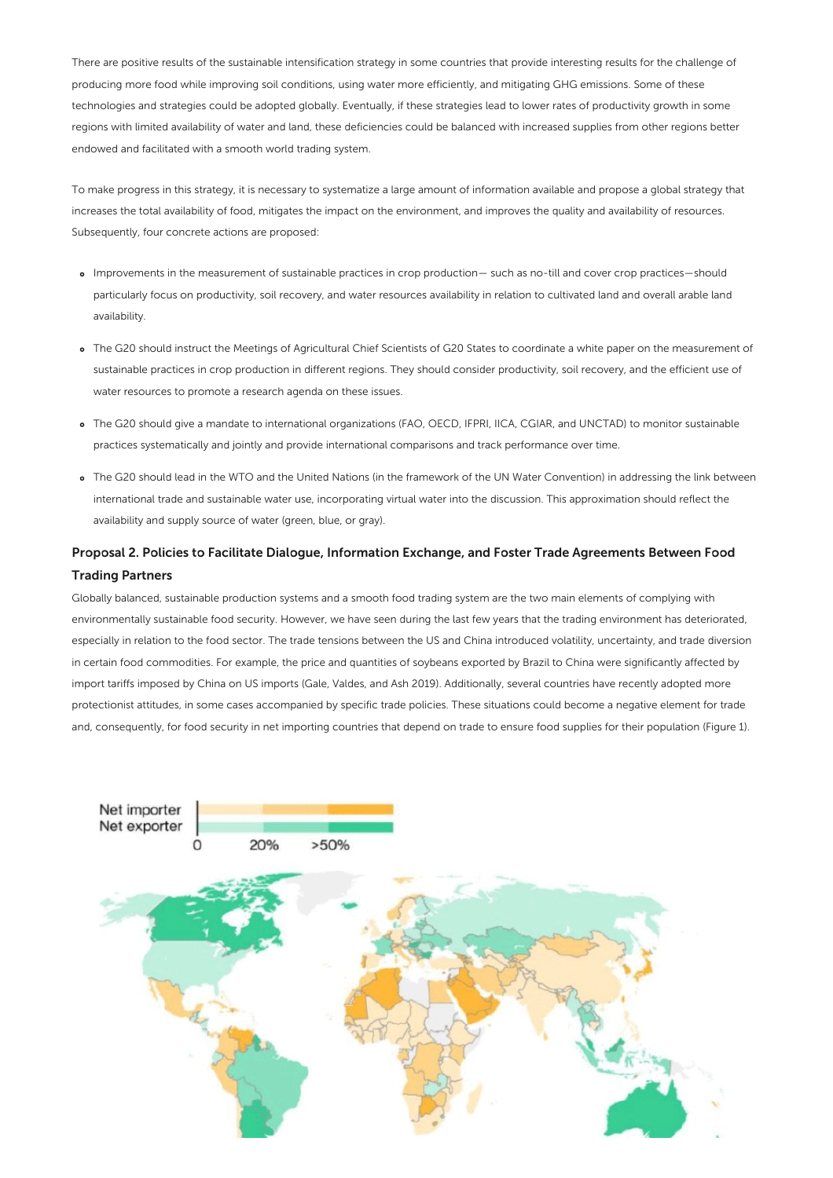There are positive results of the sustainable intensification strategy in some countries that provide interesting results for the challenge of producing more food while improving soil conditions, using water more efficiently, and mitigating GHG emissions. Some of these technologies and strategies could be adopted globally. Eventually, if these strategies lead to lower rates of productivity growth in some regions with limited availability of water and land, these deficiencies could be balanced with increased supplies from other regions better endowed and facilitated with a smooth world trading system.

To make progress in this strategy, it is necessary to systematize a large amount of information available and propose a global strategy that increases the total availability of food, mitigates the impact on the environment, and improves the quality and availability of resources. Subsequently, four concrete actions are proposed:

- Improvements in the measurement of sustainable practices in crop production— such as no-till and cover crop practices—should particularly focus on productivity, soil recovery, and water resources availability in relation to cultivated land and overall arable land availability.
- The G20 should instruct the Meetings of Agricultural Chief Scientists of G20 States to coordinate a white paper on the measurement of sustainable practices in crop production in different regions. They should consider productivity, soil recovery, and the efficient use of water resources to promote a research agenda on these issues.
- The G20 should give a mandate to international organizations (FAO, OECD, IFPRI, IICA, CGIAR, and UNCTAD) to monitor sustainable practices systematically and jointly and provide international comparisons and track performance over time.
- The G20 should lead in the WTO and the United Nations (in the framework of the UN Water Convention) in addressing the link between international trade and sustainable water use, incorporating virtual water into the discussion. This approximation should reflect the availability and supply source of water (green, blue, or gray).

### Proposal 2. Policies to Facilitate Dialogue, Information Exchange, and Foster Trade Agreements Between Food Trading Partners

Globally balanced, sustainable production systems and a smooth food trading system are the two main elements of complying with environmentally sustainable food security. However, we have seen during the last few years that the trading environment has deteriorated, especially in relation to the food sector. The trade tensions between the US and China introduced volatility, uncertainty, and trade diversion in certain food commodities. For example, the price and quantities of soybeans exported by Brazil to China were significantly affected by import tariffs imposed by China on US imports (Gale, Valdes, and Ash 2019). Additionally, several countries have recently adopted more protectionist attitudes, in some cases accompanied by specific trade policies. These situations could become a negative element for trade and, consequently, for food security in net importing countries that depend on trade to ensure food supplies for their population (Figure 1).

Net importer
Net exporter
0 20% >50%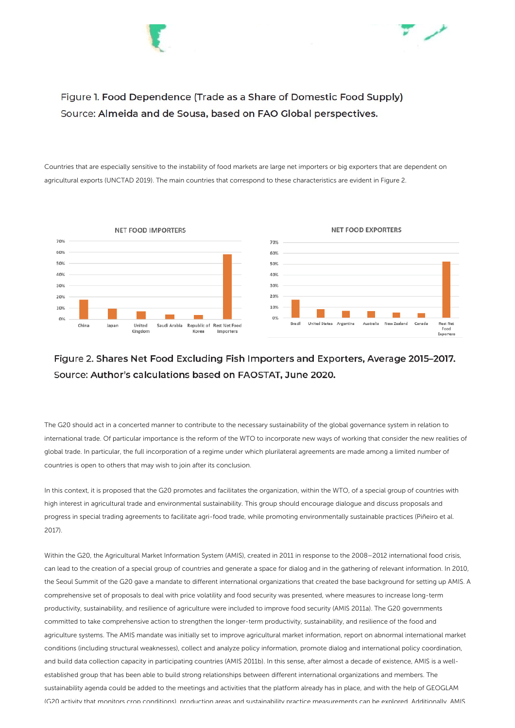Figure 1. **Food Dependence (Trade as a Share of Domestic Food Supply)**
Source: **Almeida and de Sousa, based on FAO Global perspectives.**

Countries that are especially sensitive to the instability of food markets are large net importers or big exporters that are dependent on agricultural exports (UNCTAD 2019). The main countries that correspond to these characteristics are evident in Figure 2.

**Figure 2. Shares Net Food Excluding Fish Importers and Exporters, Average 2015–2017.**
**Source: Author's calculations based on FAOSTAT, June 2020.**

The G20 should act in a concerted manner to contribute to the necessary sustainability of the global governance system in relation to international trade. Of particular importance is the reform of the WTO to incorporate new ways of working that consider the new realities of global trade. In particular, the full incorporation of a regime under which plurilateral agreements are made among a limited number of countries is open to others that may wish to join after its conclusion.

In this context, it is proposed that the G20 promotes and facilitates the organization, within the WTO, of a special group of countries with high interest in agricultural trade and environmental sustainability. This group should encourage dialogue and discuss proposals and progress in special trading agreements to facilitate agri-food trade, while promoting environmentally sustainable practices (Piñeiro et al. 2017).

Within the G20, the Agricultural Market Information System (AMIS), created in 2011 in response to the 2008–2012 international food crisis, can lead to the creation of a special group of countries and generate a space for dialog and in the gathering of relevant information. In 2010, the Seoul Summit of the G20 gave a mandate to different international organizations that created the base background for setting up AMIS. A comprehensive set of proposals to deal with price volatility and food security was presented, where measures to increase long-term productivity, sustainability, and resilience of agriculture were included to improve food security (AMIS 2011a). The G20 governments committed to take comprehensive action to strengthen the longer-term productivity, sustainability, and resilience of the food and agriculture systems. The AMIS mandate was initially set to improve agricultural market information, report on abnormal international market conditions (including structural weaknesses), collect and analyze policy information, promote dialog and international policy coordination, and build data collection capacity in participating countries (AMIS 2011b). In this sense, after almost a decade of existence, AMIS is a well-established group that has been able to build strong relationships between different international organizations and members. The sustainability agenda could be added to the meetings and activities that the platform already has in place, and with the help of GEOGLAM (G20 activity that monitors crop conditions), production areas and sustainability practice measurements can be explored. Additionally, AMIS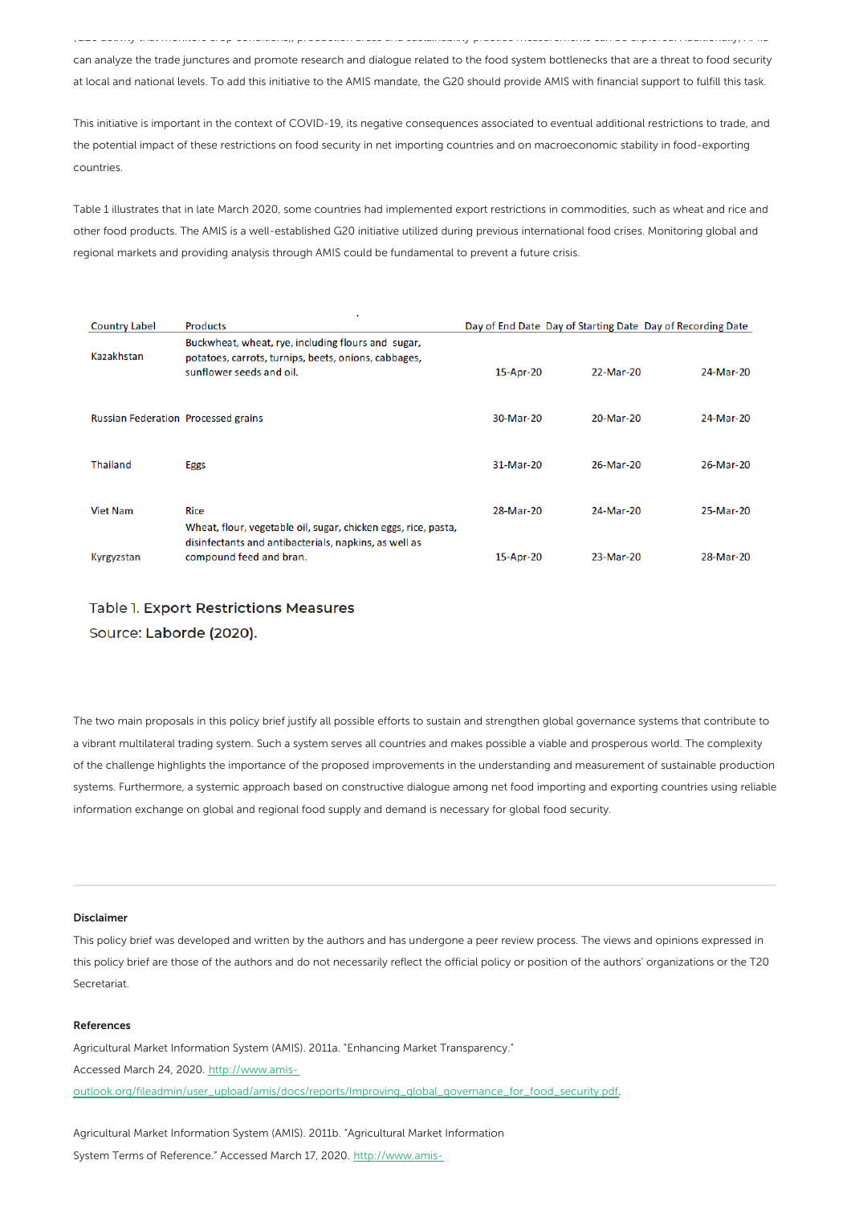can analyze the trade junctures and promote research and dialogue related to the food system bottlenecks that are a threat to food security at local and national levels. To add this initiative to the AMIS mandate, the G20 should provide AMIS with financial support to fulfill this task.

This initiative is important in the context of COVID-19, its negative consequences associated to eventual additional restrictions to trade, and the potential impact of these restrictions on food security in net importing countries and on macroeconomic stability in food-exporting countries.

Table 1 illustrates that in late March 2020, some countries had implemented export restrictions in commodities, such as wheat and rice and other food products. The AMIS is a well-established G20 initiative utilized during previous international food crises. Monitoring global and regional markets and providing analysis through AMIS could be fundamental to prevent a future crisis.

| Country Label | Products | Day of End Date | Day of Starting Date | Day of Recording Date |
|---|---|---|---|---|
| Kazakhstan | Buckwheat, wheat, rye, including flours and sugar, potatoes, carrots, turnips, beets, onions, cabbages, sunflower seeds and oil. | 15-Apr-20 | 22-Mar-20 | 24-Mar-20 |
| Russian Federation | Processed grains | 30-Mar-20 | 20-Mar-20 | 24-Mar-20 |
| Thailand | Eggs | 31-Mar-20 | 26-Mar-20 | 26-Mar-20 |
| Viet Nam | Rice | 28-Mar-20 | 24-Mar-20 | 25-Mar-20 |
| Kyrgyzstan | Wheat, flour, vegetable oil, sugar, chicken eggs, rice, pasta, disinfectants and antibacterials, napkins, as well as compound feed and bran. | 15-Apr-20 | 23-Mar-20 | 28-Mar-20 |

Table 1. **Export Restrictions Measures**
Source: **Laborde (2020).**

The two main proposals in this policy brief justify all possible efforts to sustain and strengthen global governance systems that contribute to a vibrant multilateral trading system. Such a system serves all countries and makes possible a viable and prosperous world. The complexity of the challenge highlights the importance of the proposed improvements in the understanding and measurement of sustainable production systems. Furthermore, a systemic approach based on constructive dialogue among net food importing and exporting countries using reliable information exchange on global and regional food supply and demand is necessary for global food security.

---

#### Disclaimer

This policy brief was developed and written by the authors and has undergone a peer review process. The views and opinions expressed in this policy brief are those of the authors and do not necessarily reflect the official policy or position of the authors' organizations or the T20 Secretariat.

#### References

Agricultural Market Information System (AMIS). 2011a. "Enhancing Market Transparency." Accessed March 24, 2020. http://www.amis-outlook.org/fileadmin/user_upload/amis/docs/reports/Improving_global_governance_for_food_security.pdf.

Agricultural Market Information System (AMIS). 2011b. "Agricultural Market Information System Terms of Reference." Accessed March 17, 2020. http://www.amis-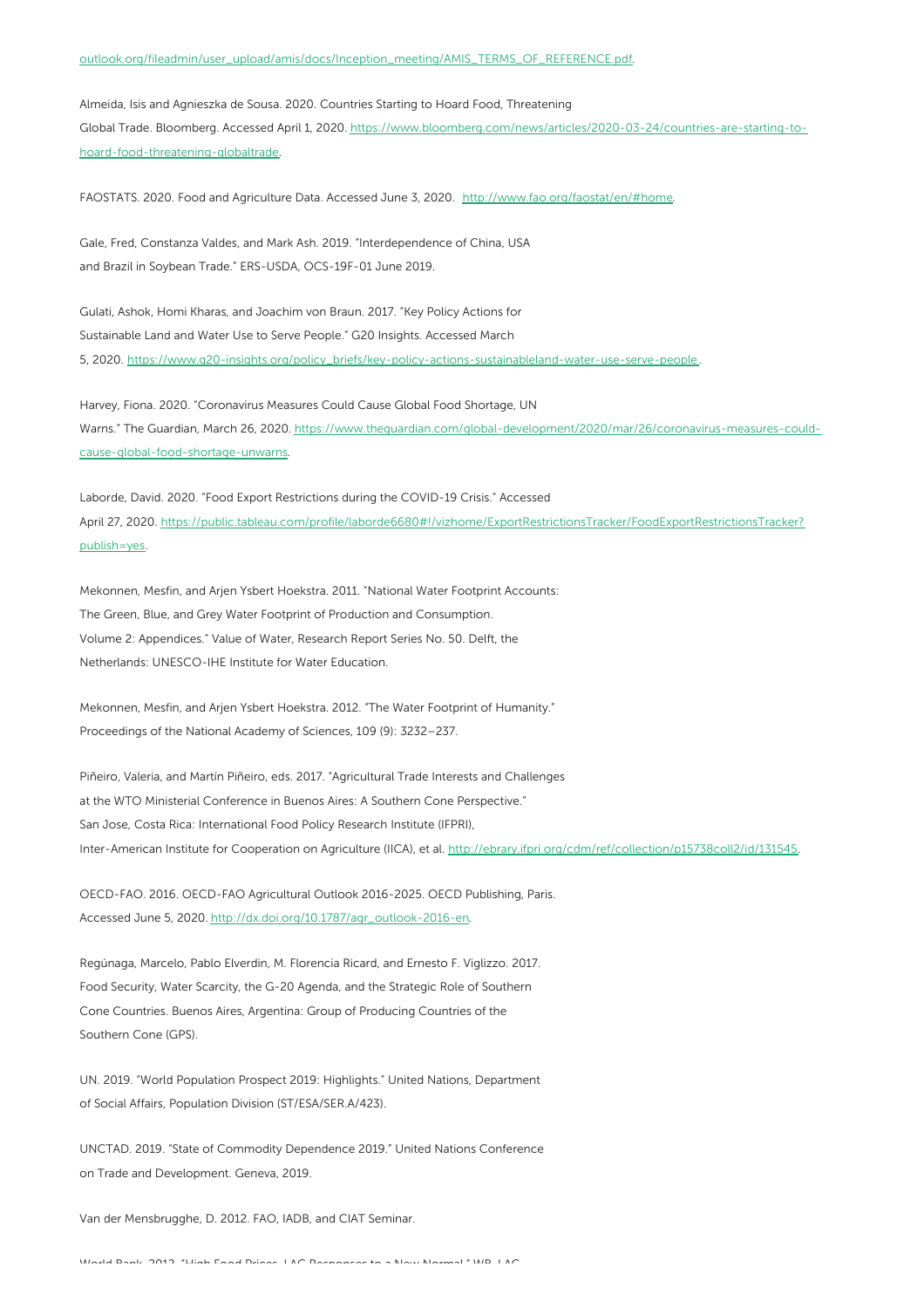outlook.org/fileadmin/user_upload/amis/docs/Inception_meeting/AMIS_TERMS_OF_REFERENCE.pdf.

Almeida, Isis and Agnieszka de Sousa. 2020. Countries Starting to Hoard Food, Threatening Global Trade. Bloomberg. Accessed April 1, 2020. https://www.bloomberg.com/news/articles/2020-03-24/countries-are-starting-to-hoard-food-threatening-globaltrade.

FAOSTATS. 2020. Food and Agriculture Data. Accessed June 3, 2020. http://www.fao.org/faostat/en/#home.

Gale, Fred, Constanza Valdes, and Mark Ash. 2019. "Interdependence of China, USA and Brazil in Soybean Trade." ERS-USDA, OCS-19F-01 June 2019.

Gulati, Ashok, Homi Kharas, and Joachim von Braun. 2017. "Key Policy Actions for Sustainable Land and Water Use to Serve People." G20 Insights. Accessed March 5, 2020. https://www.g20-insights.org/policy_briefs/key-policy-actions-sustainableland-water-use-serve-people.

Harvey, Fiona. 2020. "Coronavirus Measures Could Cause Global Food Shortage, UN Warns." The Guardian, March 26, 2020. https://www.theguardian.com/global-development/2020/mar/26/coronavirus-measures-could-cause-global-food-shortage-unwarns.

Laborde, David. 2020. "Food Export Restrictions during the COVID-19 Crisis." Accessed April 27, 2020. https://public.tableau.com/profile/laborde6680#!/vizhome/ExportRestrictionsTracker/FoodExportRestrictionsTracker?publish=yes.

Mekonnen, Mesfin, and Arjen Ysbert Hoekstra. 2011. "National Water Footprint Accounts: The Green, Blue, and Grey Water Footprint of Production and Consumption. Volume 2: Appendices." Value of Water, Research Report Series No. 50. Delft, the Netherlands: UNESCO-IHE Institute for Water Education.

Mekonnen, Mesfin, and Arjen Ysbert Hoekstra. 2012. "The Water Footprint of Humanity." Proceedings of the National Academy of Sciences, 109 (9): 3232–237.

Piñeiro, Valeria, and Martín Piñeiro, eds. 2017. "Agricultural Trade Interests and Challenges at the WTO Ministerial Conference in Buenos Aires: A Southern Cone Perspective." San Jose, Costa Rica: International Food Policy Research Institute (IFPRI), Inter-American Institute for Cooperation on Agriculture (IICA), et al. http://ebrary.ifpri.org/cdm/ref/collection/p15738coll2/id/131545.

OECD-FAO. 2016. OECD-FAO Agricultural Outlook 2016-2025. OECD Publishing, Paris. Accessed June 5, 2020. http://dx.doi.org/10.1787/agr_outlook-2016-en.

Regúnaga, Marcelo, Pablo Elverdin, M. Florencia Ricard, and Ernesto F. Viglizzo. 2017. Food Security, Water Scarcity, the G-20 Agenda, and the Strategic Role of Southern Cone Countries. Buenos Aires, Argentina: Group of Producing Countries of the Southern Cone (GPS).

UN. 2019. "World Population Prospect 2019: Highlights." United Nations, Department of Social Affairs, Population Division (ST/ESA/SER.A/423).

UNCTAD. 2019. "State of Commodity Dependence 2019." United Nations Conference on Trade and Development. Geneva, 2019.

Van der Mensbrugghe, D. 2012. FAO, IADB, and CIAT Seminar.

World Bank. 2012. "High Food Prices. LAC Responses to a New Normal." WB, LAC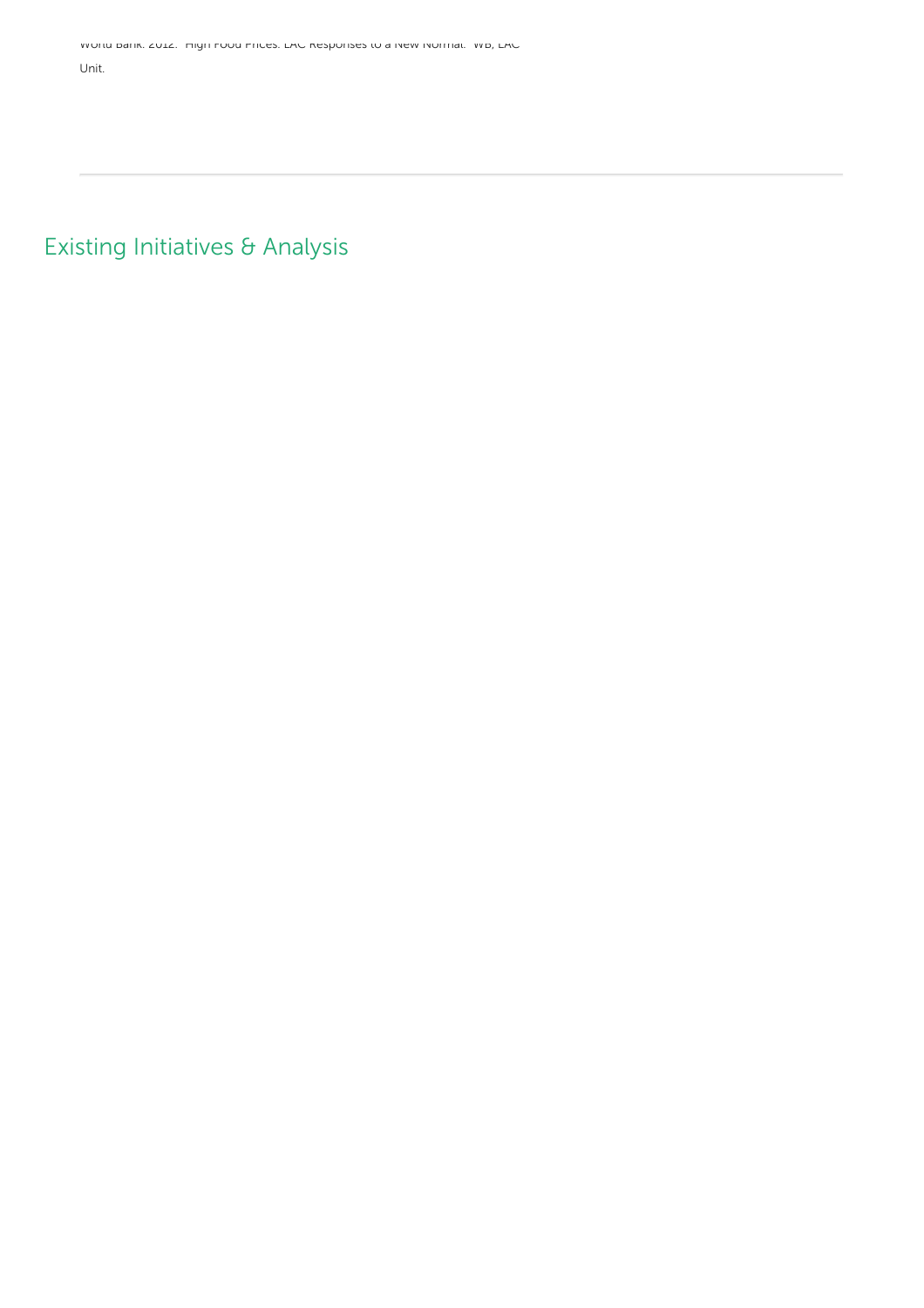World Bank. 2012. "High Food Prices: LAC Responses to a New Normal." WB, LAC Unit.

---

## Existing Initiatives & Analysis